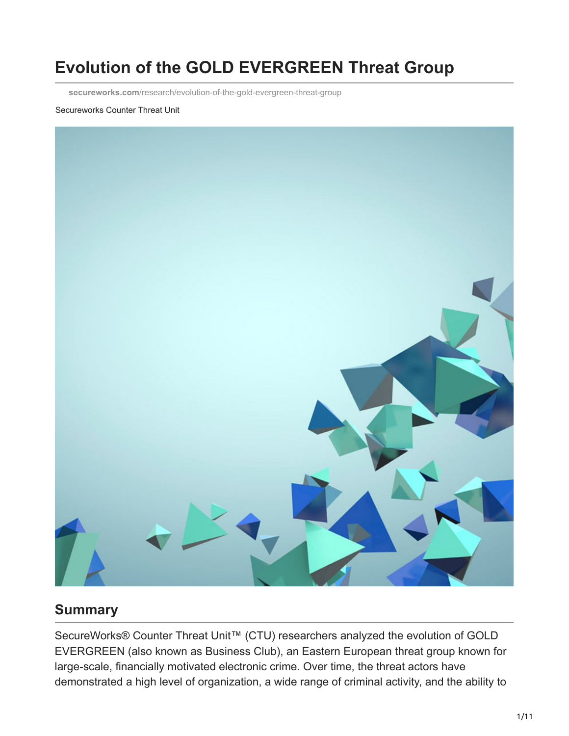# Evolution of the GOLD EVERGREEN Threat Group

secureworks.com/research/evolution-of-the-gold-evergreen-threat-group

Secureworks Counter Threat Unit

## Summary

SecureWorks® Counter Threat Unit™ (CTU) researchers analyzed the evolution of GOLD EVERGREEN (also known as Business Club), an Eastern European threat group known for large-scale, financially motivated electronic crime. Over time, the threat actors have demonstrated a high level of organization, a wide range of criminal activity, and the ability to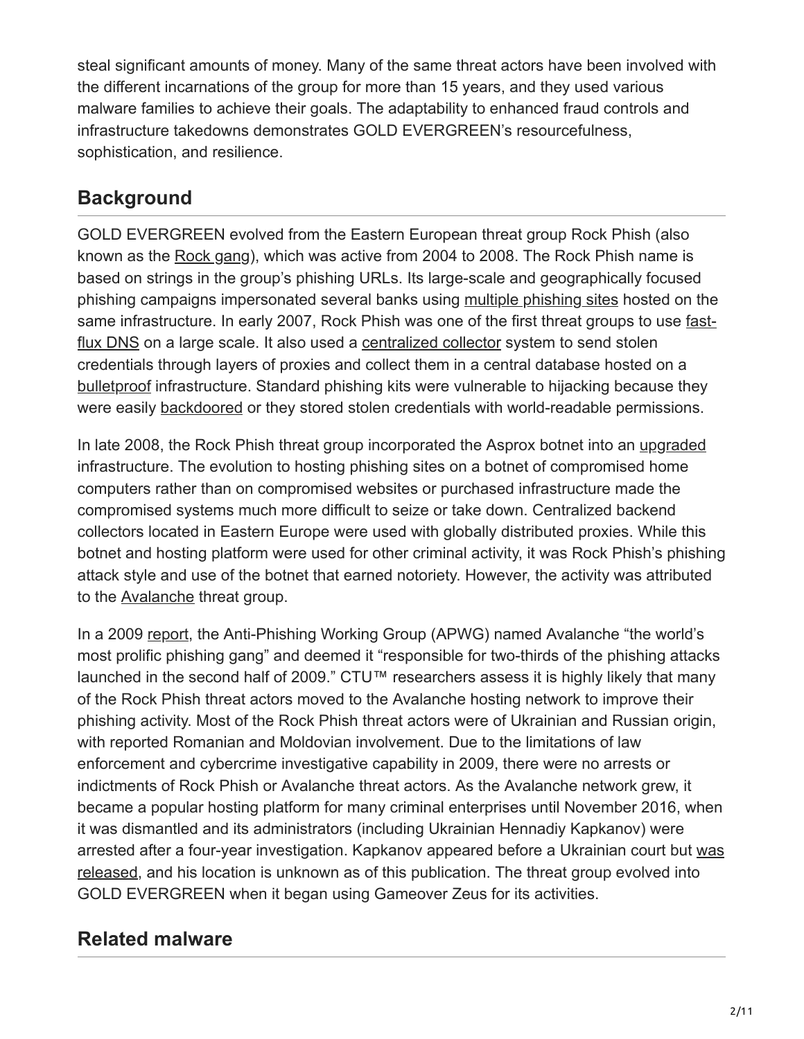steal significant amounts of money. Many of the same threat actors have been involved with the different incarnations of the group for more than 15 years, and they used various malware families to achieve their goals. The adaptability to enhanced fraud controls and infrastructure takedowns demonstrates GOLD EVERGREEN's resourcefulness, sophistication, and resilience.

## Background

GOLD EVERGREEN evolved from the Eastern European threat group Rock Phish (also known as the Rock gang), which was active from 2004 to 2008. The Rock Phish name is based on strings in the group's phishing URLs. Its large-scale and geographically focused phishing campaigns impersonated several banks using multiple phishing sites hosted on the same infrastructure. In early 2007, Rock Phish was one of the first threat groups to use fast-flux DNS on a large scale. It also used a centralized collector system to send stolen credentials through layers of proxies and collect them in a central database hosted on a bulletproof infrastructure. Standard phishing kits were vulnerable to hijacking because they were easily backdoored or they stored stolen credentials with world-readable permissions.

In late 2008, the Rock Phish threat group incorporated the Asprox botnet into an upgraded infrastructure. The evolution to hosting phishing sites on a botnet of compromised home computers rather than on compromised websites or purchased infrastructure made the compromised systems much more difficult to seize or take down. Centralized backend collectors located in Eastern Europe were used with globally distributed proxies. While this botnet and hosting platform were used for other criminal activity, it was Rock Phish's phishing attack style and use of the botnet that earned notoriety. However, the activity was attributed to the Avalanche threat group.

In a 2009 report, the Anti-Phishing Working Group (APWG) named Avalanche "the world's most prolific phishing gang" and deemed it "responsible for two-thirds of the phishing attacks launched in the second half of 2009." CTU™ researchers assess it is highly likely that many of the Rock Phish threat actors moved to the Avalanche hosting network to improve their phishing activity. Most of the Rock Phish threat actors were of Ukrainian and Russian origin, with reported Romanian and Moldovian involvement. Due to the limitations of law enforcement and cybercrime investigative capability in 2009, there were no arrests or indictments of Rock Phish or Avalanche threat actors. As the Avalanche network grew, it became a popular hosting platform for many criminal enterprises until November 2016, when it was dismantled and its administrators (including Ukrainian Hennadiy Kapkanov) were arrested after a four-year investigation. Kapkanov appeared before a Ukrainian court but was released, and his location is unknown as of this publication. The threat group evolved into GOLD EVERGREEN when it began using Gameover Zeus for its activities.

## Related malware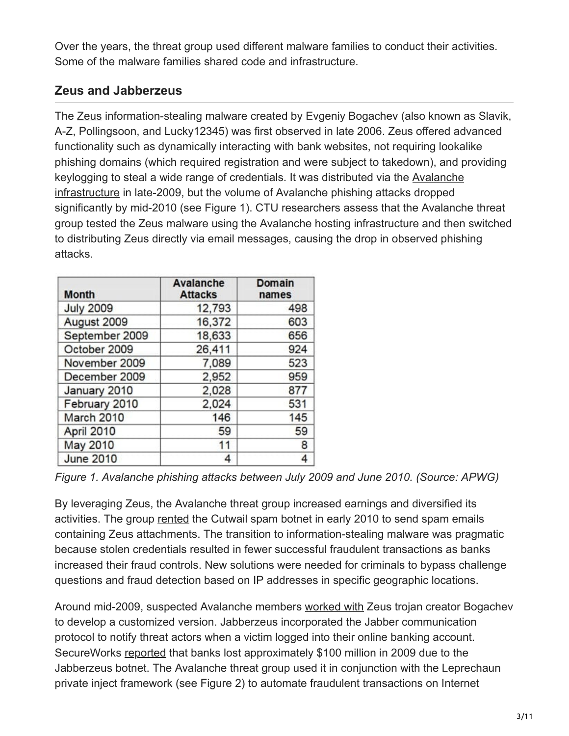Over the years, the threat group used different malware families to conduct their activities. Some of the malware families shared code and infrastructure.

## Zeus and Jabberzeus

The Zeus information-stealing malware created by Evgeniy Bogachev (also known as Slavik, A-Z, Pollingsoon, and Lucky12345) was first observed in late 2006. Zeus offered advanced functionality such as dynamically interacting with bank websites, not requiring lookalike phishing domains (which required registration and were subject to takedown), and providing keylogging to steal a wide range of credentials. It was distributed via the Avalanche infrastructure in late-2009, but the volume of Avalanche phishing attacks dropped significantly by mid-2010 (see Figure 1). CTU researchers assess that the Avalanche threat group tested the Zeus malware using the Avalanche hosting infrastructure and then switched to distributing Zeus directly via email messages, causing the drop in observed phishing attacks.

| Month | Avalanche Attacks | Domain names |
|---|---:|---:|
| July 2009 | 12,793 | 498 |
| August 2009 | 16,372 | 603 |
| September 2009 | 18,633 | 656 |
| October 2009 | 26,411 | 924 |
| November 2009 | 7,089 | 523 |
| December 2009 | 2,952 | 959 |
| January 2010 | 2,028 | 877 |
| February 2010 | 2,024 | 531 |
| March 2010 | 146 | 145 |
| April 2010 | 59 | 59 |
| May 2010 | 11 | 8 |
| June 2010 | 4 | 4 |

*Figure 1. Avalanche phishing attacks between July 2009 and June 2010. (Source: APWG)*

By leveraging Zeus, the Avalanche threat group increased earnings and diversified its activities. The group rented the Cutwail spam botnet in early 2010 to send spam emails containing Zeus attachments. The transition to information-stealing malware was pragmatic because stolen credentials resulted in fewer successful fraudulent transactions as banks increased their fraud controls. New solutions were needed for criminals to bypass challenge questions and fraud detection based on IP addresses in specific geographic locations.

Around mid-2009, suspected Avalanche members worked with Zeus trojan creator Bogachev to develop a customized version. Jabberzeus incorporated the Jabber communication protocol to notify threat actors when a victim logged into their online banking account. SecureWorks reported that banks lost approximately $100 million in 2009 due to the Jabberzeus botnet. The Avalanche threat group used it in conjunction with the Leprechaun private inject framework (see Figure 2) to automate fraudulent transactions on Internet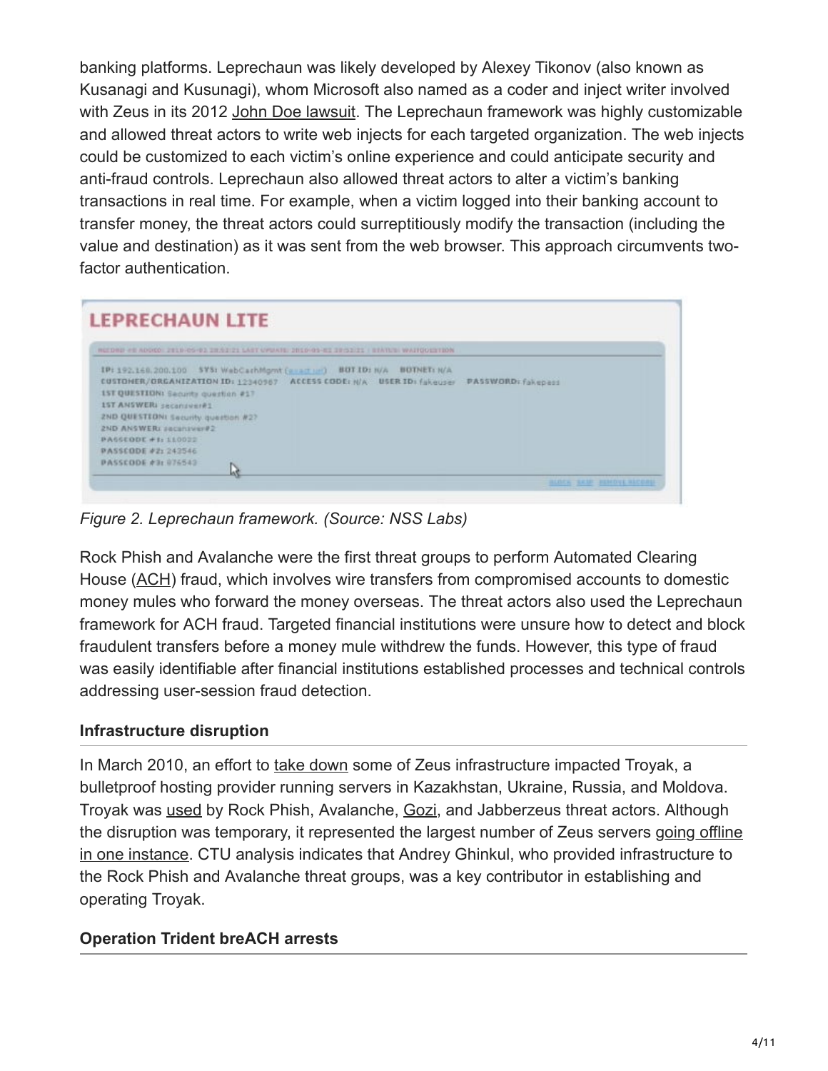banking platforms. Leprechaun was likely developed by Alexey Tikonov (also known as Kusanagi and Kusunagi), whom Microsoft also named as a coder and inject writer involved with Zeus in its 2012 John Doe lawsuit. The Leprechaun framework was highly customizable and allowed threat actors to write web injects for each targeted organization. The web injects could be customized to each victim's online experience and could anticipate security and anti-fraud controls. Leprechaun also allowed threat actors to alter a victim's banking transactions in real time. For example, when a victim logged into their banking account to transfer money, the threat actors could surreptitiously modify the transaction (including the value and destination) as it was sent from the web browser. This approach circumvents two-factor authentication.

*Figure 2. Leprechaun framework. (Source: NSS Labs)*

Rock Phish and Avalanche were the first threat groups to perform Automated Clearing House (ACH) fraud, which involves wire transfers from compromised accounts to domestic money mules who forward the money overseas. The threat actors also used the Leprechaun framework for ACH fraud. Targeted financial institutions were unsure how to detect and block fraudulent transfers before a money mule withdrew the funds. However, this type of fraud was easily identifiable after financial institutions established processes and technical controls addressing user-session fraud detection.

### Infrastructure disruption

In March 2010, an effort to take down some of Zeus infrastructure impacted Troyak, a bulletproof hosting provider running servers in Kazakhstan, Ukraine, Russia, and Moldova. Troyak was used by Rock Phish, Avalanche, Gozi, and Jabberzeus threat actors. Although the disruption was temporary, it represented the largest number of Zeus servers going offline in one instance. CTU analysis indicates that Andrey Ghinkul, who provided infrastructure to the Rock Phish and Avalanche threat groups, was a key contributor in establishing and operating Troyak.

### Operation Trident breACH arrests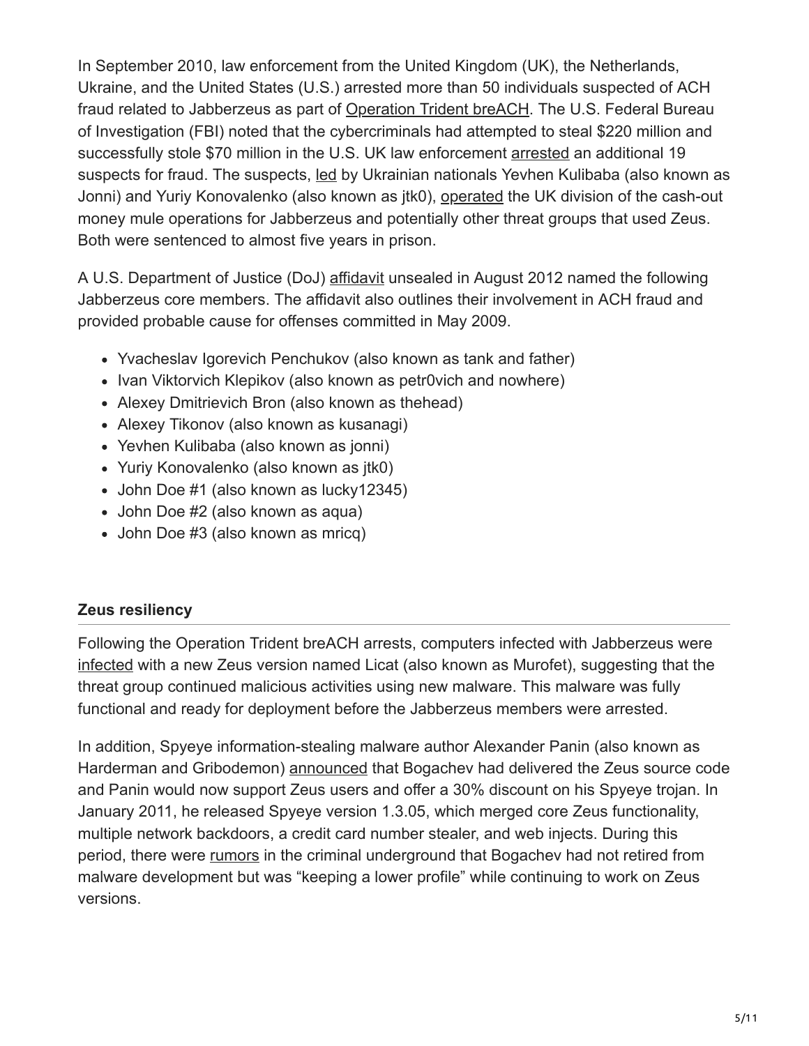In September 2010, law enforcement from the United Kingdom (UK), the Netherlands, Ukraine, and the United States (U.S.) arrested more than 50 individuals suspected of ACH fraud related to Jabberzeus as part of Operation Trident breACH. The U.S. Federal Bureau of Investigation (FBI) noted that the cybercriminals had attempted to steal $220 million and successfully stole $70 million in the U.S. UK law enforcement arrested an additional 19 suspects for fraud. The suspects, led by Ukrainian nationals Yevhen Kulibaba (also known as Jonni) and Yuriy Konovalenko (also known as jtk0), operated the UK division of the cash-out money mule operations for Jabberzeus and potentially other threat groups that used Zeus. Both were sentenced to almost five years in prison.

A U.S. Department of Justice (DoJ) affidavit unsealed in August 2012 named the following Jabberzeus core members. The affidavit also outlines their involvement in ACH fraud and provided probable cause for offenses committed in May 2009.

- Yvacheslav Igorevich Penchukov (also known as tank and father)
- Ivan Viktorvich Klepikov (also known as petr0vich and nowhere)
- Alexey Dmitrievich Bron (also known as thehead)
- Alexey Tikonov (also known as kusanagi)
- Yevhen Kulibaba (also known as jonni)
- Yuriy Konovalenko (also known as jtk0)
- John Doe #1 (also known as lucky12345)
- John Doe #2 (also known as aqua)
- John Doe #3 (also known as mricq)

**Zeus resiliency**

Following the Operation Trident breACH arrests, computers infected with Jabberzeus were infected with a new Zeus version named Licat (also known as Murofet), suggesting that the threat group continued malicious activities using new malware. This malware was fully functional and ready for deployment before the Jabberzeus members were arrested.

In addition, Spyeye information-stealing malware author Alexander Panin (also known as Harderman and Gribodemon) announced that Bogachev had delivered the Zeus source code and Panin would now support Zeus users and offer a 30% discount on his Spyeye trojan. In January 2011, he released Spyeye version 1.3.05, which merged core Zeus functionality, multiple network backdoors, a credit card number stealer, and web injects. During this period, there were rumors in the criminal underground that Bogachev had not retired from malware development but was "keeping a lower profile" while continuing to work on Zeus versions.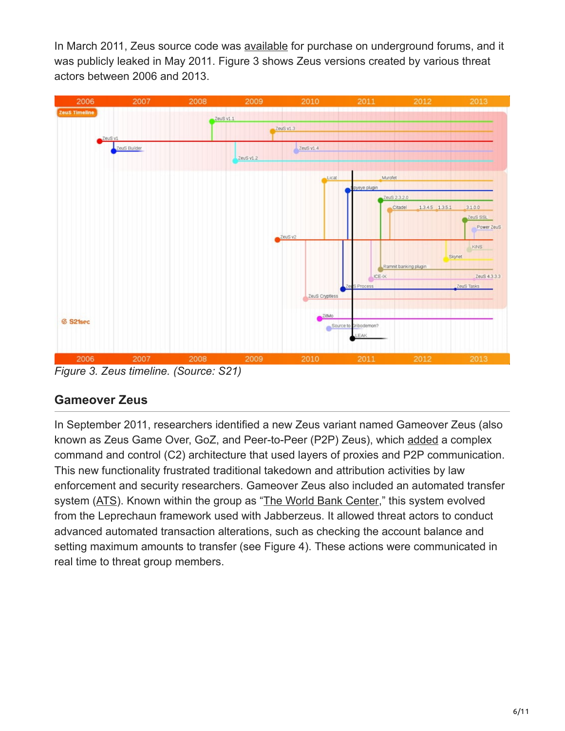In March 2011, Zeus source code was available for purchase on underground forums, and it was publicly leaked in May 2011. Figure 3 shows Zeus versions created by various threat actors between 2006 and 2013.

*Figure 3. Zeus timeline. (Source: S21)*

## Gameover Zeus

In September 2011, researchers identified a new Zeus variant named Gameover Zeus (also known as Zeus Game Over, GoZ, and Peer-to-Peer (P2P) Zeus), which added a complex command and control (C2) architecture that used layers of proxies and P2P communication. This new functionality frustrated traditional takedown and attribution activities by law enforcement and security researchers. Gameover Zeus also included an automated transfer system (ATS). Known within the group as "The World Bank Center," this system evolved from the Leprechaun framework used with Jabberzeus. It allowed threat actors to conduct advanced automated transaction alterations, such as checking the account balance and setting maximum amounts to transfer (see Figure 4). These actions were communicated in real time to threat group members.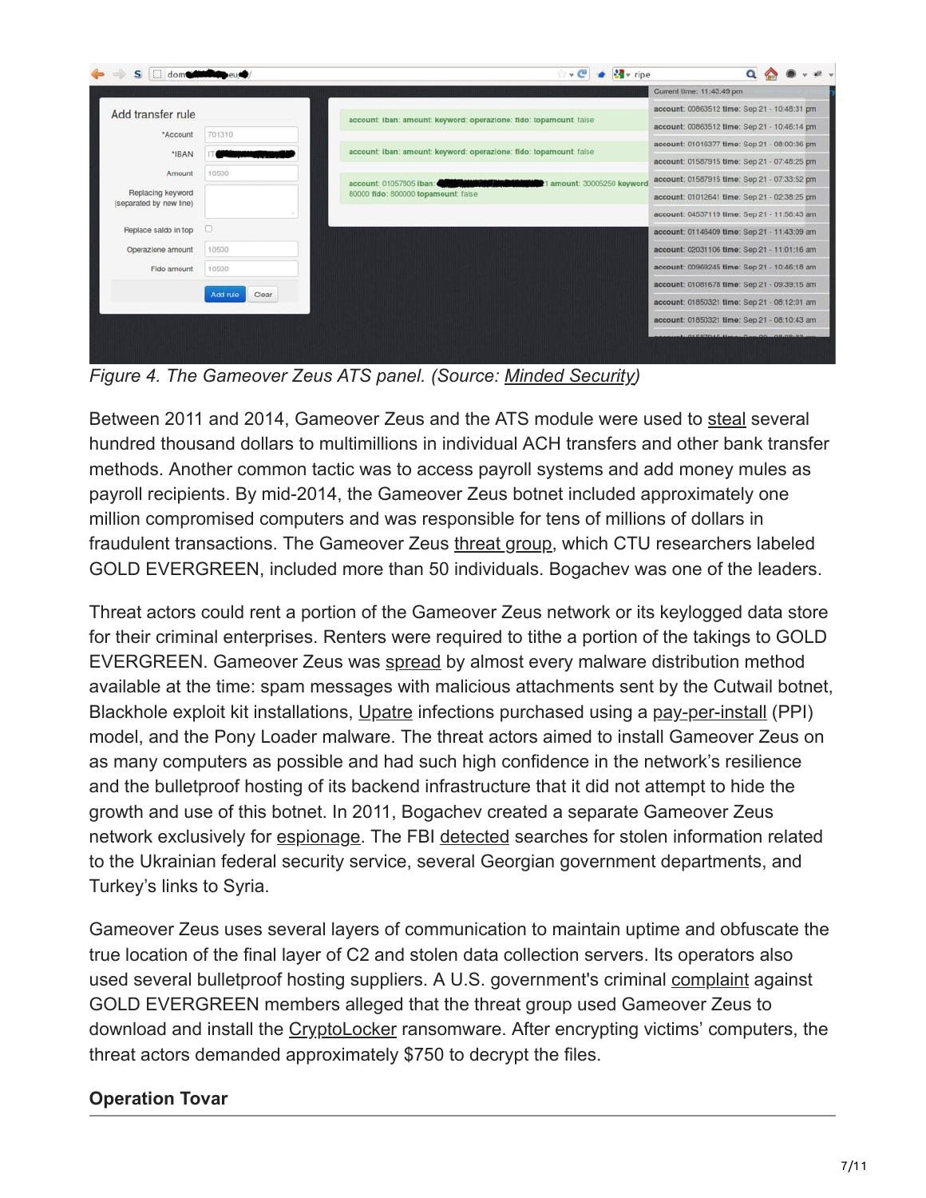*Figure 4. The Gameover Zeus ATS panel. (Source: Minded Security)*

Between 2011 and 2014, Gameover Zeus and the ATS module were used to steal several hundred thousand dollars to multimillions in individual ACH transfers and other bank transfer methods. Another common tactic was to access payroll systems and add money mules as payroll recipients. By mid-2014, the Gameover Zeus botnet included approximately one million compromised computers and was responsible for tens of millions of dollars in fraudulent transactions. The Gameover Zeus threat group, which CTU researchers labeled GOLD EVERGREEN, included more than 50 individuals. Bogachev was one of the leaders.

Threat actors could rent a portion of the Gameover Zeus network or its keylogged data store for their criminal enterprises. Renters were required to tithe a portion of the takings to GOLD EVERGREEN. Gameover Zeus was spread by almost every malware distribution method available at the time: spam messages with malicious attachments sent by the Cutwail botnet, Blackhole exploit kit installations, Upatre infections purchased using a pay-per-install (PPI) model, and the Pony Loader malware. The threat actors aimed to install Gameover Zeus on as many computers as possible and had such high confidence in the network's resilience and the bulletproof hosting of its backend infrastructure that it did not attempt to hide the growth and use of this botnet. In 2011, Bogachev created a separate Gameover Zeus network exclusively for espionage. The FBI detected searches for stolen information related to the Ukrainian federal security service, several Georgian government departments, and Turkey's links to Syria.

Gameover Zeus uses several layers of communication to maintain uptime and obfuscate the true location of the final layer of C2 and stolen data collection servers. Its operators also used several bulletproof hosting suppliers. A U.S. government's criminal complaint against GOLD EVERGREEN members alleged that the threat group used Gameover Zeus to download and install the CryptoLocker ransomware. After encrypting victims' computers, the threat actors demanded approximately $750 to decrypt the files.

### Operation Tovar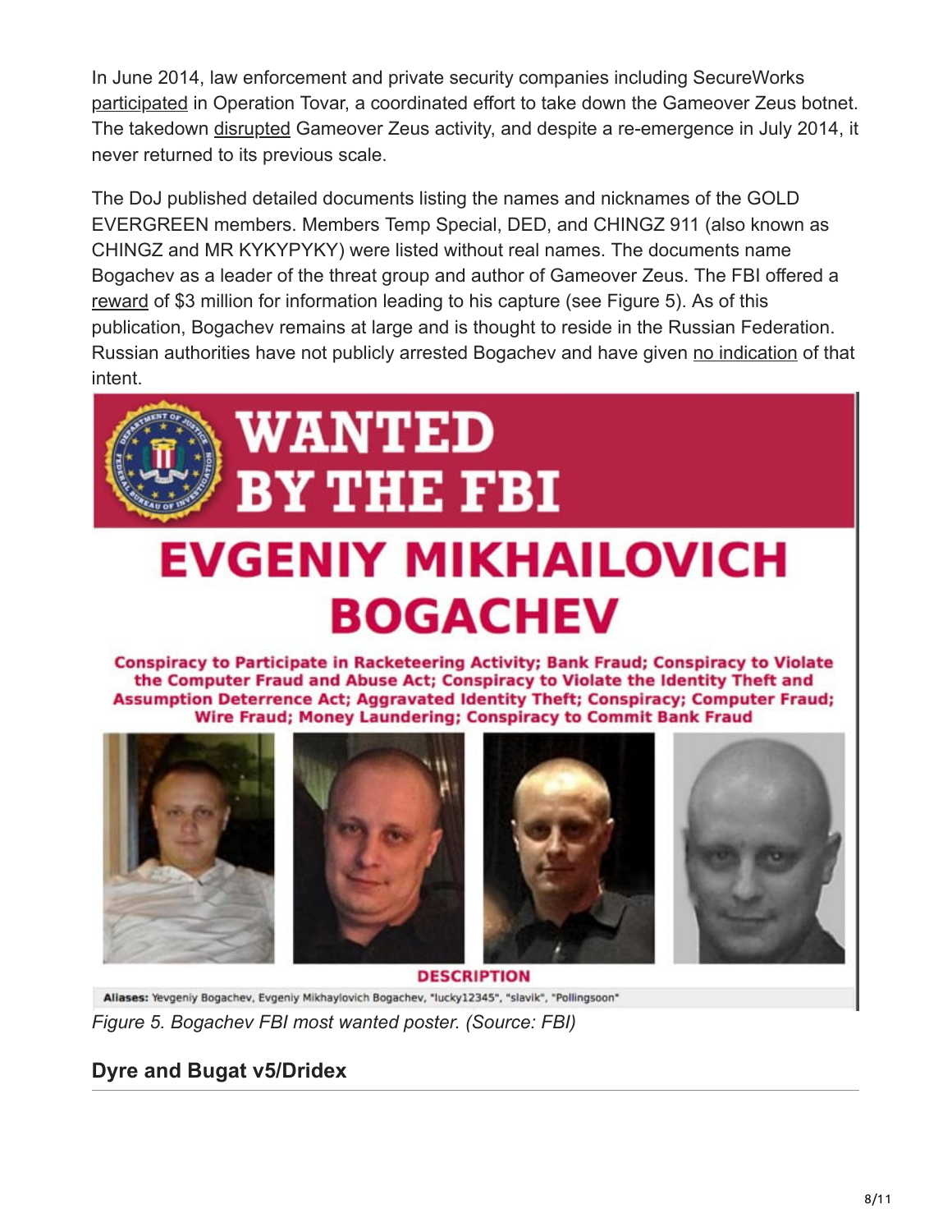In June 2014, law enforcement and private security companies including SecureWorks participated in Operation Tovar, a coordinated effort to take down the Gameover Zeus botnet. The takedown disrupted Gameover Zeus activity, and despite a re-emergence in July 2014, it never returned to its previous scale.

The DoJ published detailed documents listing the names and nicknames of the GOLD EVERGREEN members. Members Temp Special, DED, and CHINGZ 911 (also known as CHINGZ and MR KYKYPYKY) were listed without real names. The documents name Bogachev as a leader of the threat group and author of Gameover Zeus. The FBI offered a reward of $3 million for information leading to his capture (see Figure 5). As of this publication, Bogachev remains at large and is thought to reside in the Russian Federation. Russian authorities have not publicly arrested Bogachev and have given no indication of that intent.

*Figure 5. Bogachev FBI most wanted poster. (Source: FBI)*

### Dyre and Bugat v5/Dridex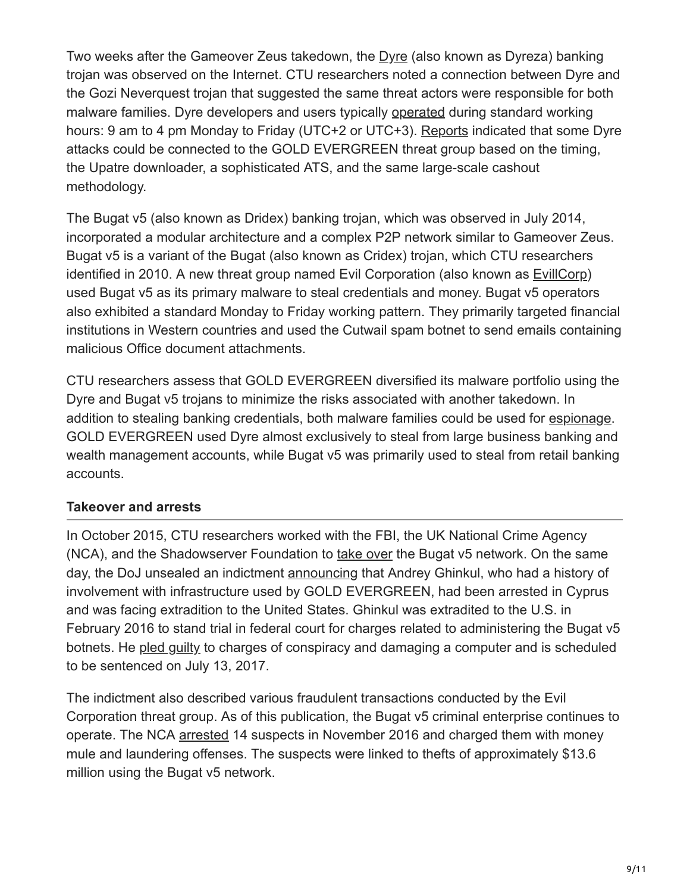Two weeks after the Gameover Zeus takedown, the Dyre (also known as Dyreza) banking trojan was observed on the Internet. CTU researchers noted a connection between Dyre and the Gozi Neverquest trojan that suggested the same threat actors were responsible for both malware families. Dyre developers and users typically operated during standard working hours: 9 am to 4 pm Monday to Friday (UTC+2 or UTC+3). Reports indicated that some Dyre attacks could be connected to the GOLD EVERGREEN threat group based on the timing, the Upatre downloader, a sophisticated ATS, and the same large-scale cashout methodology.

The Bugat v5 (also known as Dridex) banking trojan, which was observed in July 2014, incorporated a modular architecture and a complex P2P network similar to Gameover Zeus. Bugat v5 is a variant of the Bugat (also known as Cridex) trojan, which CTU researchers identified in 2010. A new threat group named Evil Corporation (also known as EvillCorp) used Bugat v5 as its primary malware to steal credentials and money. Bugat v5 operators also exhibited a standard Monday to Friday working pattern. They primarily targeted financial institutions in Western countries and used the Cutwail spam botnet to send emails containing malicious Office document attachments.

CTU researchers assess that GOLD EVERGREEN diversified its malware portfolio using the Dyre and Bugat v5 trojans to minimize the risks associated with another takedown. In addition to stealing banking credentials, both malware families could be used for espionage. GOLD EVERGREEN used Dyre almost exclusively to steal from large business banking and wealth management accounts, while Bugat v5 was primarily used to steal from retail banking accounts.

## Takeover and arrests

In October 2015, CTU researchers worked with the FBI, the UK National Crime Agency (NCA), and the Shadowserver Foundation to take over the Bugat v5 network. On the same day, the DoJ unsealed an indictment announcing that Andrey Ghinkul, who had a history of involvement with infrastructure used by GOLD EVERGREEN, had been arrested in Cyprus and was facing extradition to the United States. Ghinkul was extradited to the U.S. in February 2016 to stand trial in federal court for charges related to administering the Bugat v5 botnets. He pled guilty to charges of conspiracy and damaging a computer and is scheduled to be sentenced on July 13, 2017.

The indictment also described various fraudulent transactions conducted by the Evil Corporation threat group. As of this publication, the Bugat v5 criminal enterprise continues to operate. The NCA arrested 14 suspects in November 2016 and charged them with money mule and laundering offenses. The suspects were linked to thefts of approximately $13.6 million using the Bugat v5 network.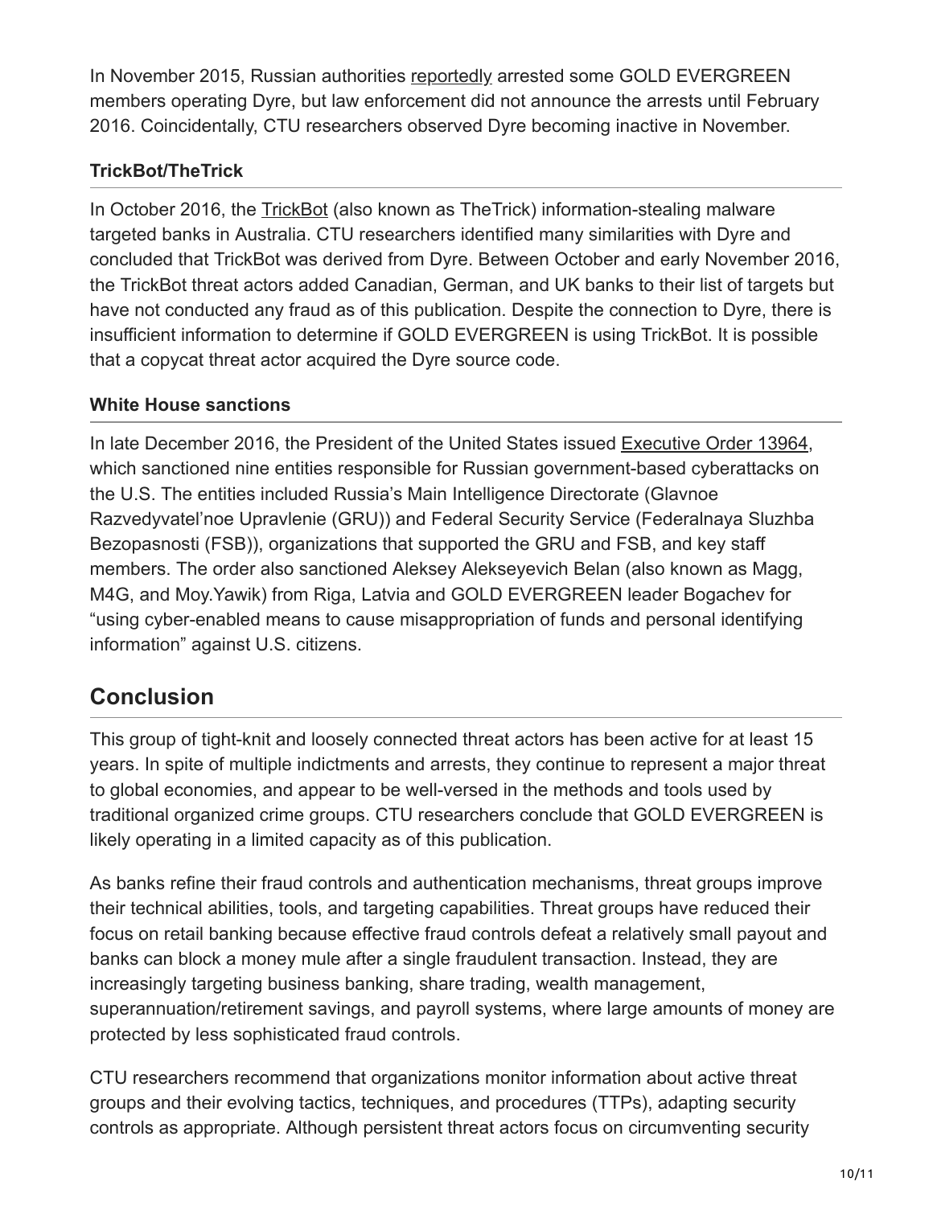In November 2015, Russian authorities reportedly arrested some GOLD EVERGREEN members operating Dyre, but law enforcement did not announce the arrests until February 2016. Coincidentally, CTU researchers observed Dyre becoming inactive in November.

### TrickBot/TheTrick

In October 2016, the TrickBot (also known as TheTrick) information-stealing malware targeted banks in Australia. CTU researchers identified many similarities with Dyre and concluded that TrickBot was derived from Dyre. Between October and early November 2016, the TrickBot threat actors added Canadian, German, and UK banks to their list of targets but have not conducted any fraud as of this publication. Despite the connection to Dyre, there is insufficient information to determine if GOLD EVERGREEN is using TrickBot. It is possible that a copycat threat actor acquired the Dyre source code.

### White House sanctions

In late December 2016, the President of the United States issued Executive Order 13964, which sanctioned nine entities responsible for Russian government-based cyberattacks on the U.S. The entities included Russia's Main Intelligence Directorate (Glavnoe Razvedyvatel'noe Upravlenie (GRU)) and Federal Security Service (Federalnaya Sluzhba Bezopasnosti (FSB)), organizations that supported the GRU and FSB, and key staff members. The order also sanctioned Aleksey Alekseyevich Belan (also known as Magg, M4G, and Moy.Yawik) from Riga, Latvia and GOLD EVERGREEN leader Bogachev for "using cyber-enabled means to cause misappropriation of funds and personal identifying information" against U.S. citizens.

## Conclusion

This group of tight-knit and loosely connected threat actors has been active for at least 15 years. In spite of multiple indictments and arrests, they continue to represent a major threat to global economies, and appear to be well-versed in the methods and tools used by traditional organized crime groups. CTU researchers conclude that GOLD EVERGREEN is likely operating in a limited capacity as of this publication.

As banks refine their fraud controls and authentication mechanisms, threat groups improve their technical abilities, tools, and targeting capabilities. Threat groups have reduced their focus on retail banking because effective fraud controls defeat a relatively small payout and banks can block a money mule after a single fraudulent transaction. Instead, they are increasingly targeting business banking, share trading, wealth management, superannuation/retirement savings, and payroll systems, where large amounts of money are protected by less sophisticated fraud controls.

CTU researchers recommend that organizations monitor information about active threat groups and their evolving tactics, techniques, and procedures (TTPs), adapting security controls as appropriate. Although persistent threat actors focus on circumventing security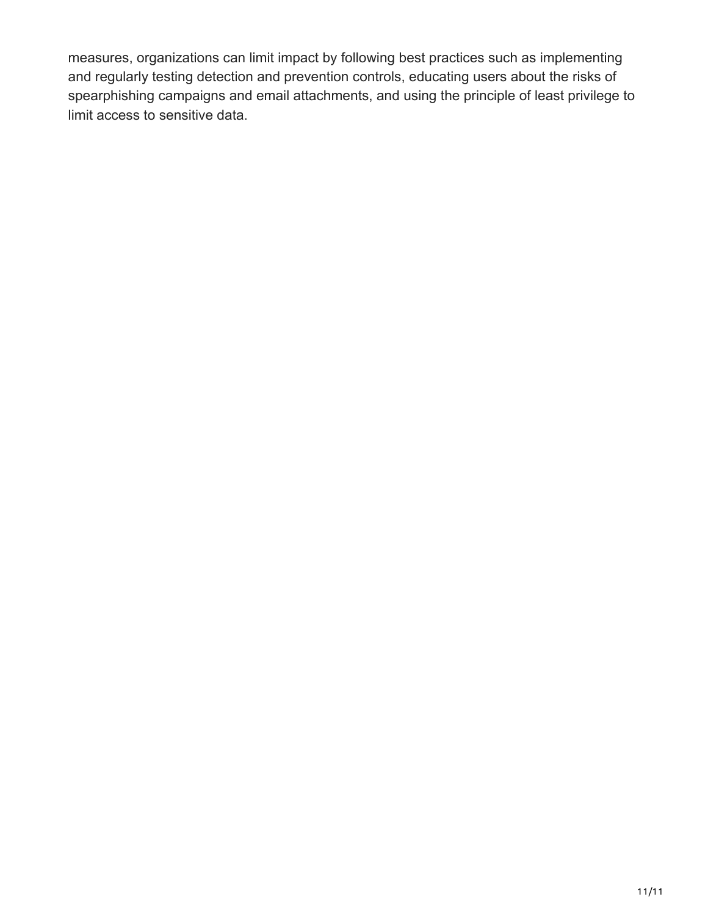measures, organizations can limit impact by following best practices such as implementing and regularly testing detection and prevention controls, educating users about the risks of spearphishing campaigns and email attachments, and using the principle of least privilege to limit access to sensitive data.